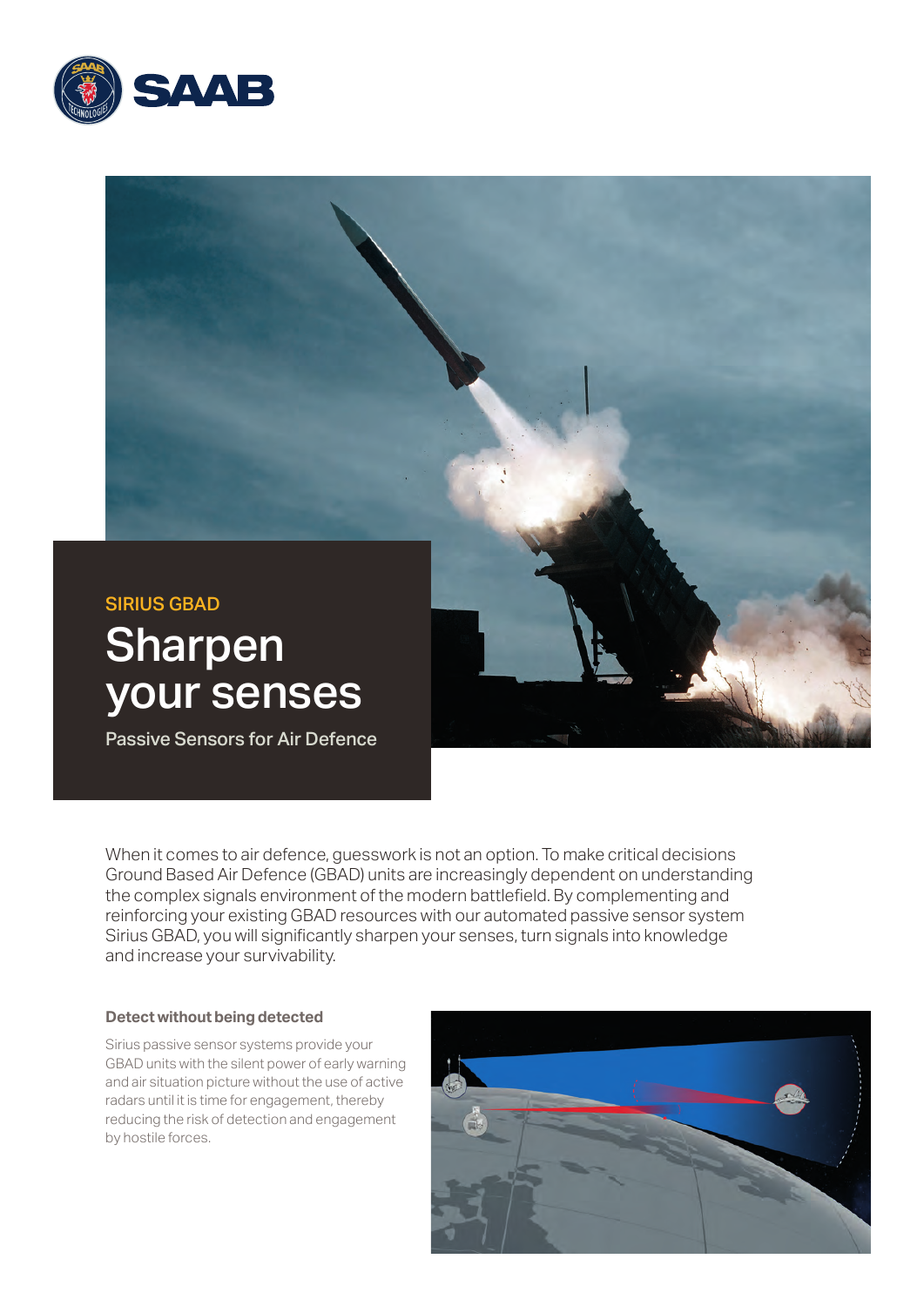SIRIUS GBAD

# Sharpen your senses

Passive Sensors for Air Defence

When it comes to air defence, guesswork is not an option. To make critical decisions Ground Based Air Defence (GBAD) units are increasingly dependent on understanding the complex signals environment of the modern battlefield. By complementing and reinforcing your existing GBAD resources with our automated passive sensor system Sirius GBAD, you will significantly sharpen your senses, turn signals into knowledge and increase your survivability.

### Detect without being detected

Sirius passive sensor systems provide your GBAD units with the silent power of early warning and air situation picture without the use of active radars until it is time for engagement, thereby reducing the risk of detection and engagement by hostile forces.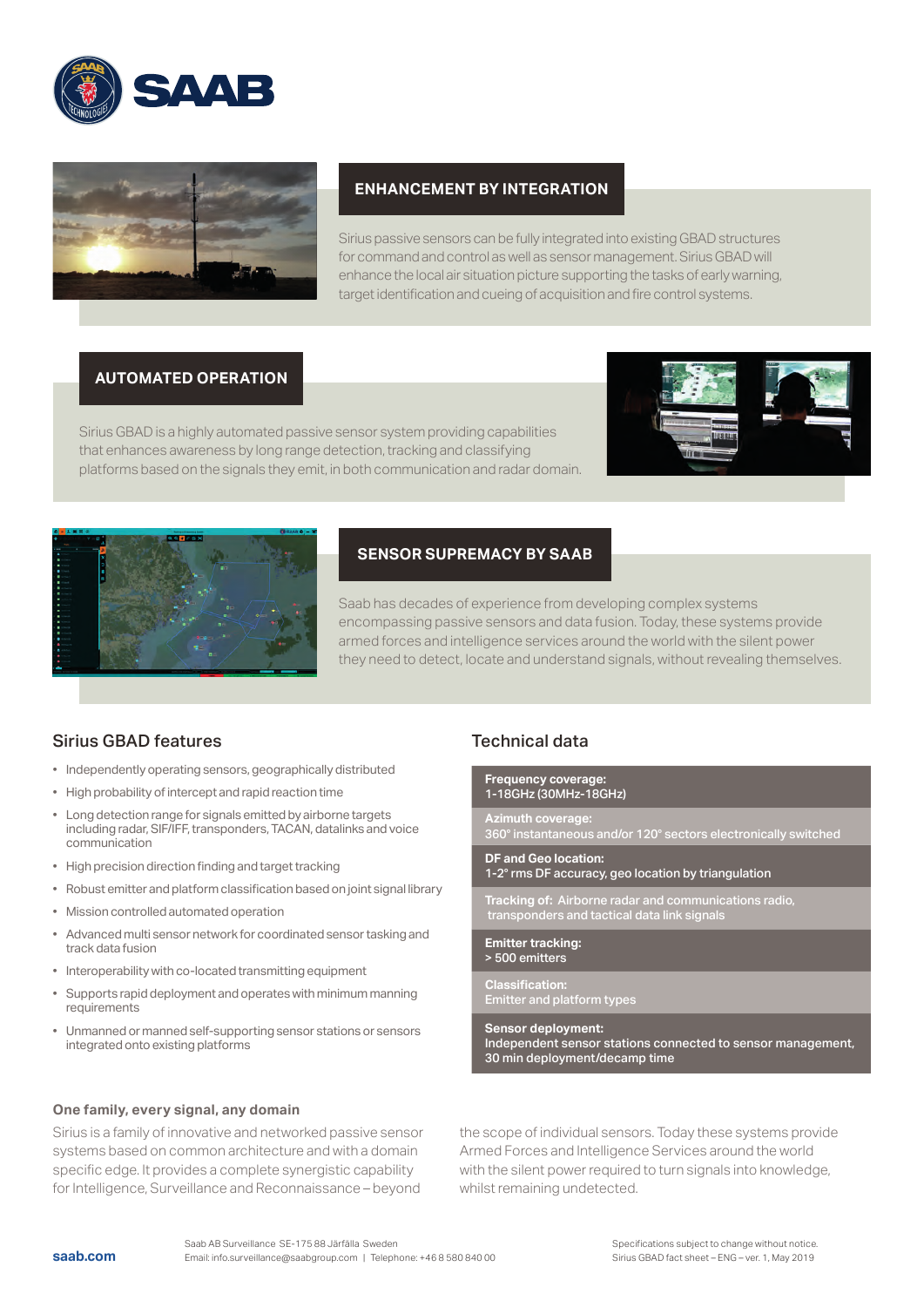## ENHANCEMENT BY INTEGRATION

Sirius passive sensors can be fully integrated into existing GBAD structures for command and control as well as sensor management. Sirius GBAD will enhance the local air situation picture supporting the tasks of early warning, target identification and cueing of acquisition and fire control systems.

## AUTOMATED OPERATION

Sirius GBAD is a highly automated passive sensor system providing capabilities that enhances awareness by long range detection, tracking and classifying platforms based on the signals they emit, in both communication and radar domain.

## SENSOR SUPREMACY BY SAAB

Saab has decades of experience from developing complex systems encompassing passive sensors and data fusion. Today, these systems provide armed forces and intelligence services around the world with the silent power they need to detect, locate and understand signals, without revealing themselves.

## Sirius GBAD features

- Independently operating sensors, geographically distributed
- High probability of intercept and rapid reaction time
- Long detection range for signals emitted by airborne targets including radar, SIF/IFF, transponders, TACAN, datalinks and voice communication
- High precision direction finding and target tracking
- Robust emitter and platform classification based on joint signal library
- Mission controlled automated operation
- Advanced multi sensor network for coordinated sensor tasking and track data fusion
- Interoperability with co-located transmitting equipment
- Supports rapid deployment and operates with minimum manning requirements
- Unmanned or manned self-supporting sensor stations or sensors integrated onto existing platforms

## Technical data

**Frequency coverage:**
1-18GHz (30MHz-18GHz)

**Azimuth coverage:**
360° instantaneous and/or 120° sectors electronically switched

**DF and Geo location:**
1-2° rms DF accuracy, geo location by triangulation

**Tracking of:** Airborne radar and communications radio, transponders and tactical data link signals

**Emitter tracking:**
> 500 emitters

**Classification:**
Emitter and platform types

**Sensor deployment:**
Independent sensor stations connected to sensor management, 30 min deployment/decamp time

### One family, every signal, any domain

Sirius is a family of innovative and networked passive sensor systems based on common architecture and with a domain specific edge. It provides a complete synergistic capability for Intelligence, Surveillance and Reconnaissance – beyond the scope of individual sensors. Today these systems provide Armed Forces and Intelligence Services around the world with the silent power required to turn signals into knowledge, whilst remaining undetected.

saab.com

Saab AB Surveillance SE-175 88 Järfälla Sweden
Email: info.surveillance@saabgroup.com | Telephone: +46 8 580 840 00

Specifications subject to change without notice.
Sirius GBAD fact sheet – ENG – ver. 1, May 2019